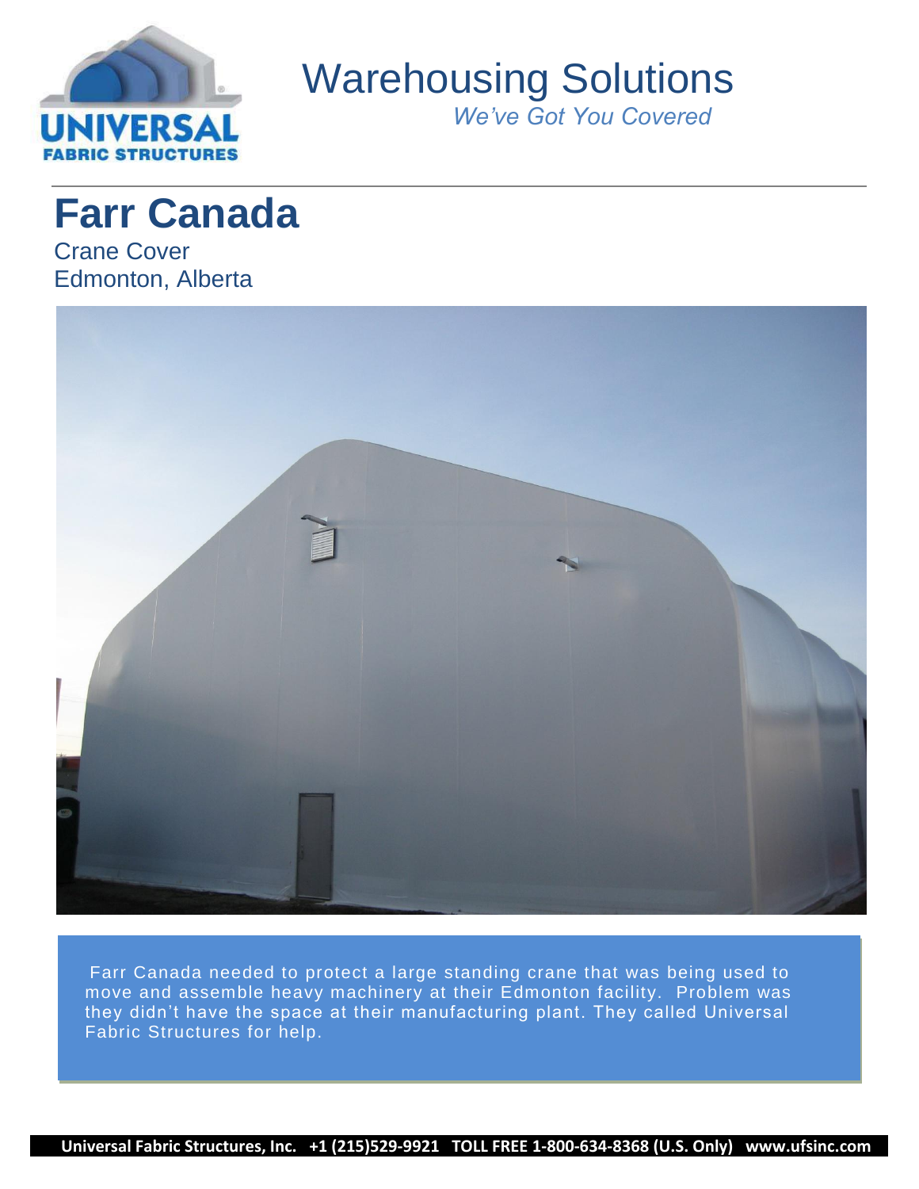# Warehousing Solutions

*We've Got You Covered*

## Farr Canada

Crane Cover
Edmonton, Alberta

Farr Canada needed to protect a large standing crane that was being used to move and assemble heavy machinery at their Edmonton facility. Problem was they didn't have the space at their manufacturing plant. They called Universal Fabric Structures for help.

**Universal Fabric Structures, Inc. +1 (215)529-9921 TOLL FREE 1-800-634-8368 (U.S. Only) www.ufsinc.com**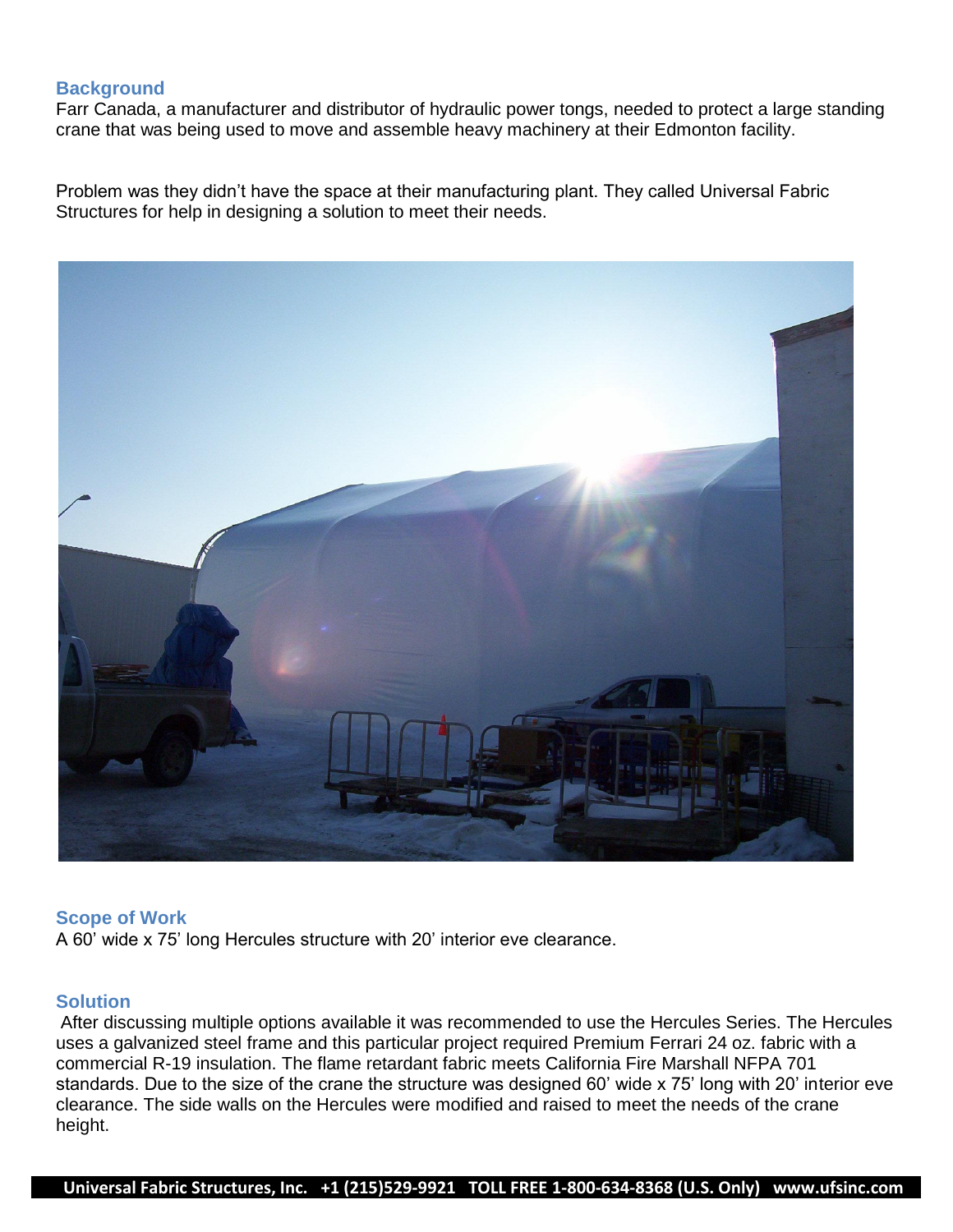## Background

Farr Canada, a manufacturer and distributor of hydraulic power tongs, needed to protect a large standing crane that was being used to move and assemble heavy machinery at their Edmonton facility.

Problem was they didn't have the space at their manufacturing plant. They called Universal Fabric Structures for help in designing a solution to meet their needs.

## Scope of Work

A 60' wide x 75' long Hercules structure with 20' interior eve clearance.

## Solution

After discussing multiple options available it was recommended to use the Hercules Series. The Hercules uses a galvanized steel frame and this particular project required Premium Ferrari 24 oz. fabric with a commercial R-19 insulation. The flame retardant fabric meets California Fire Marshall NFPA 701 standards. Due to the size of the crane the structure was designed 60' wide x 75' long with 20' interior eve clearance. The side walls on the Hercules were modified and raised to meet the needs of the crane height.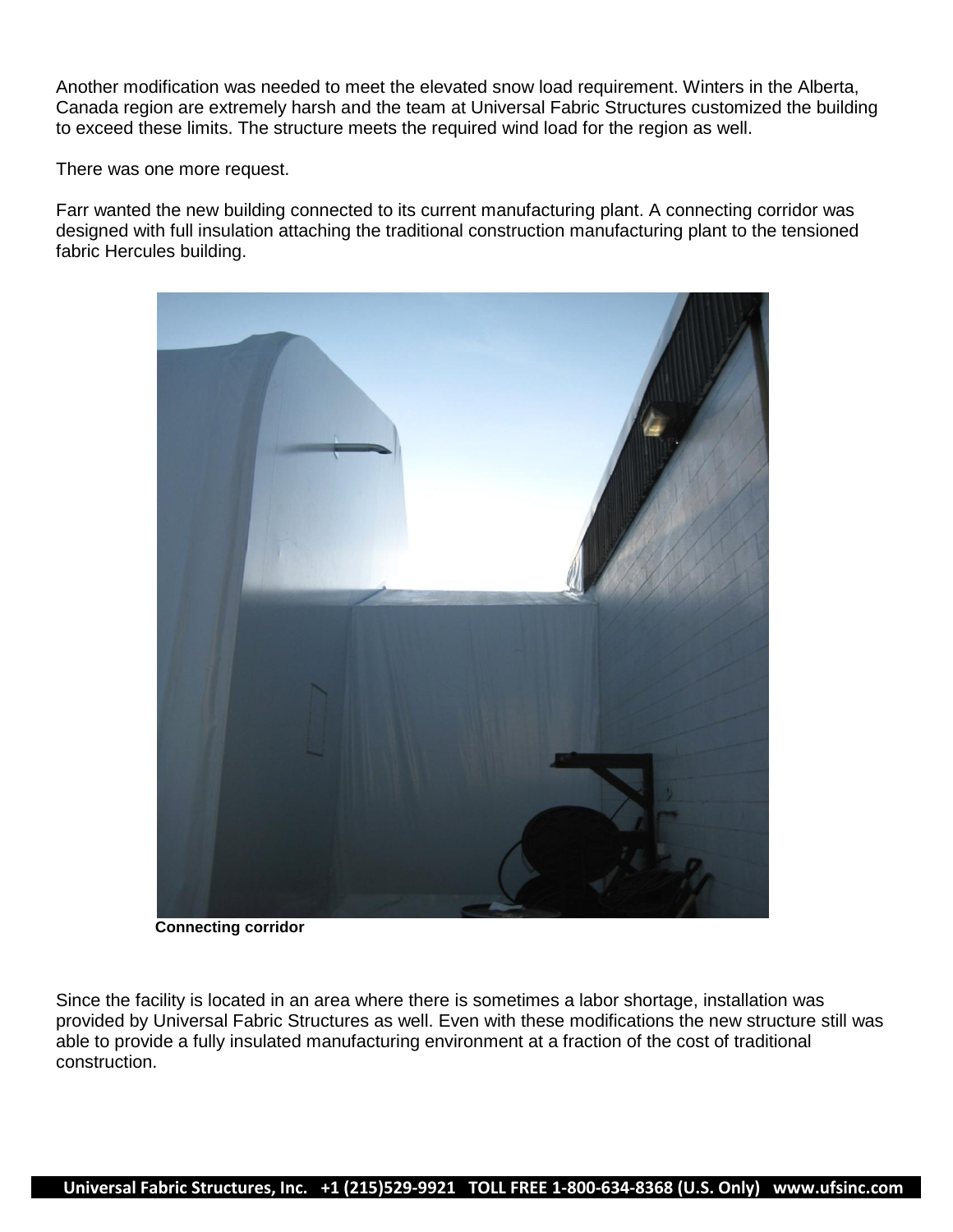Another modification was needed to meet the elevated snow load requirement. Winters in the Alberta, Canada region are extremely harsh and the team at Universal Fabric Structures customized the building to exceed these limits. The structure meets the required wind load for the region as well.

There was one more request.

Farr wanted the new building connected to its current manufacturing plant. A connecting corridor was designed with full insulation attaching the traditional construction manufacturing plant to the tensioned fabric Hercules building.

**Connecting corridor**

Since the facility is located in an area where there is sometimes a labor shortage, installation was provided by Universal Fabric Structures as well. Even with these modifications the new structure still was able to provide a fully insulated manufacturing environment at a fraction of the cost of traditional construction.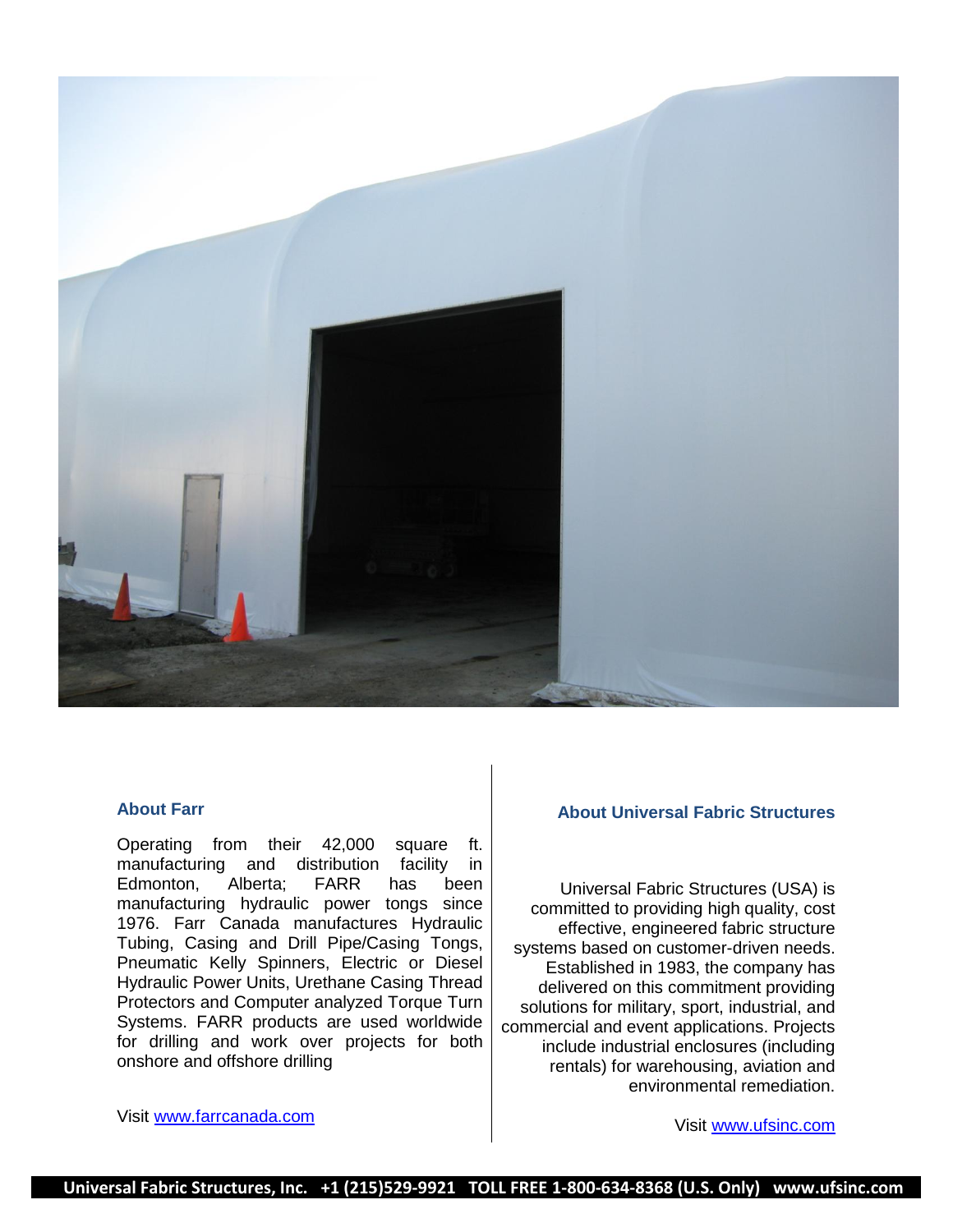## About Farr

Operating from their 42,000 square ft. manufacturing and distribution facility in Edmonton, Alberta; FARR has been manufacturing hydraulic power tongs since 1976. Farr Canada manufactures Hydraulic Tubing, Casing and Drill Pipe/Casing Tongs, Pneumatic Kelly Spinners, Electric or Diesel Hydraulic Power Units, Urethane Casing Thread Protectors and Computer analyzed Torque Turn Systems. FARR products are used worldwide for drilling and work over projects for both onshore and offshore drilling

Visit www.farrcanada.com

## About Universal Fabric Structures

Universal Fabric Structures (USA) is committed to providing high quality, cost effective, engineered fabric structure systems based on customer-driven needs. Established in 1983, the company has delivered on this commitment providing solutions for military, sport, industrial, and commercial and event applications. Projects include industrial enclosures (including rentals) for warehousing, aviation and environmental remediation.

Visit www.ufsinc.com

**Universal Fabric Structures, Inc. +1 (215)529-9921 TOLL FREE 1-800-634-8368 (U.S. Only) www.ufsinc.com**